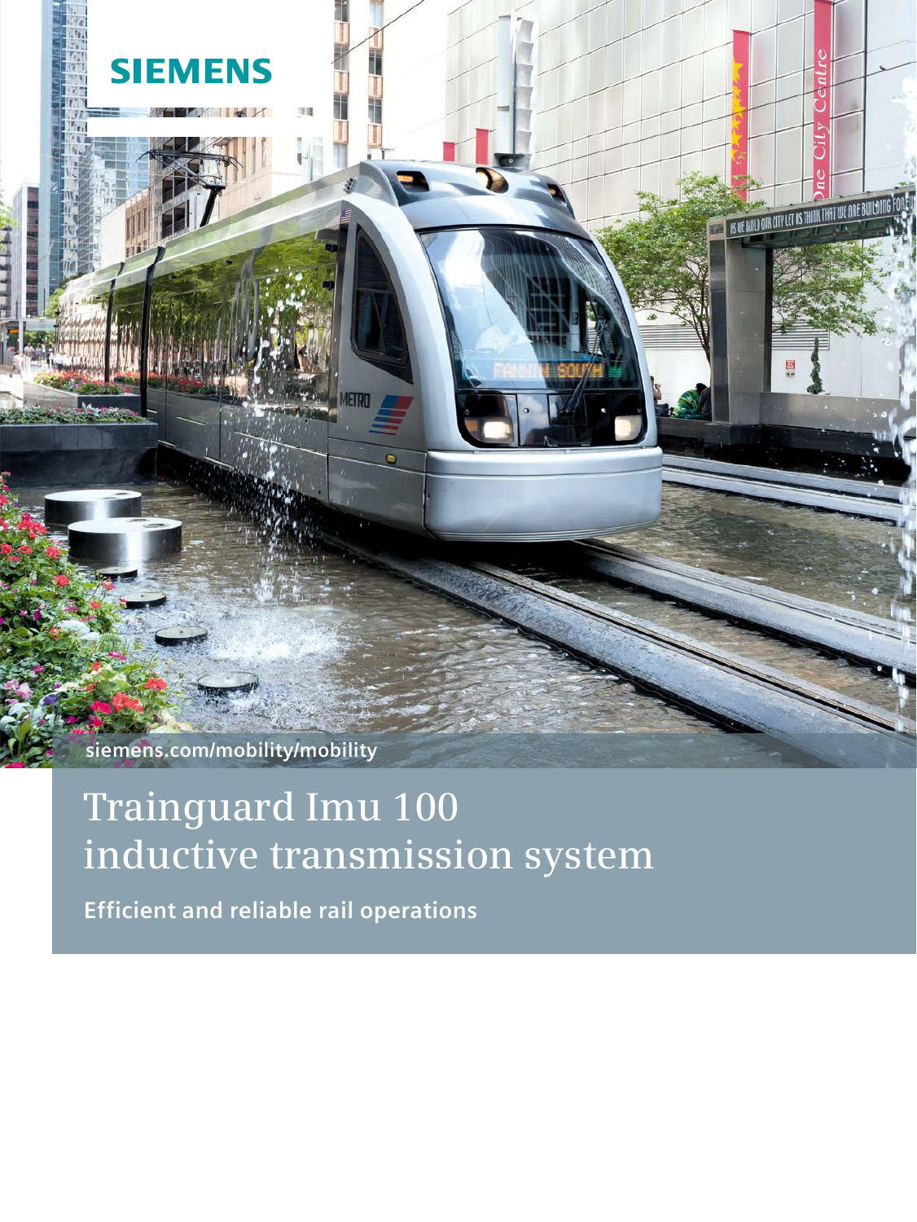SIEMENS

siemens.com/mobility/mobility

# Trainguard Imu 100 inductive transmission system

**Efficient and reliable rail operations**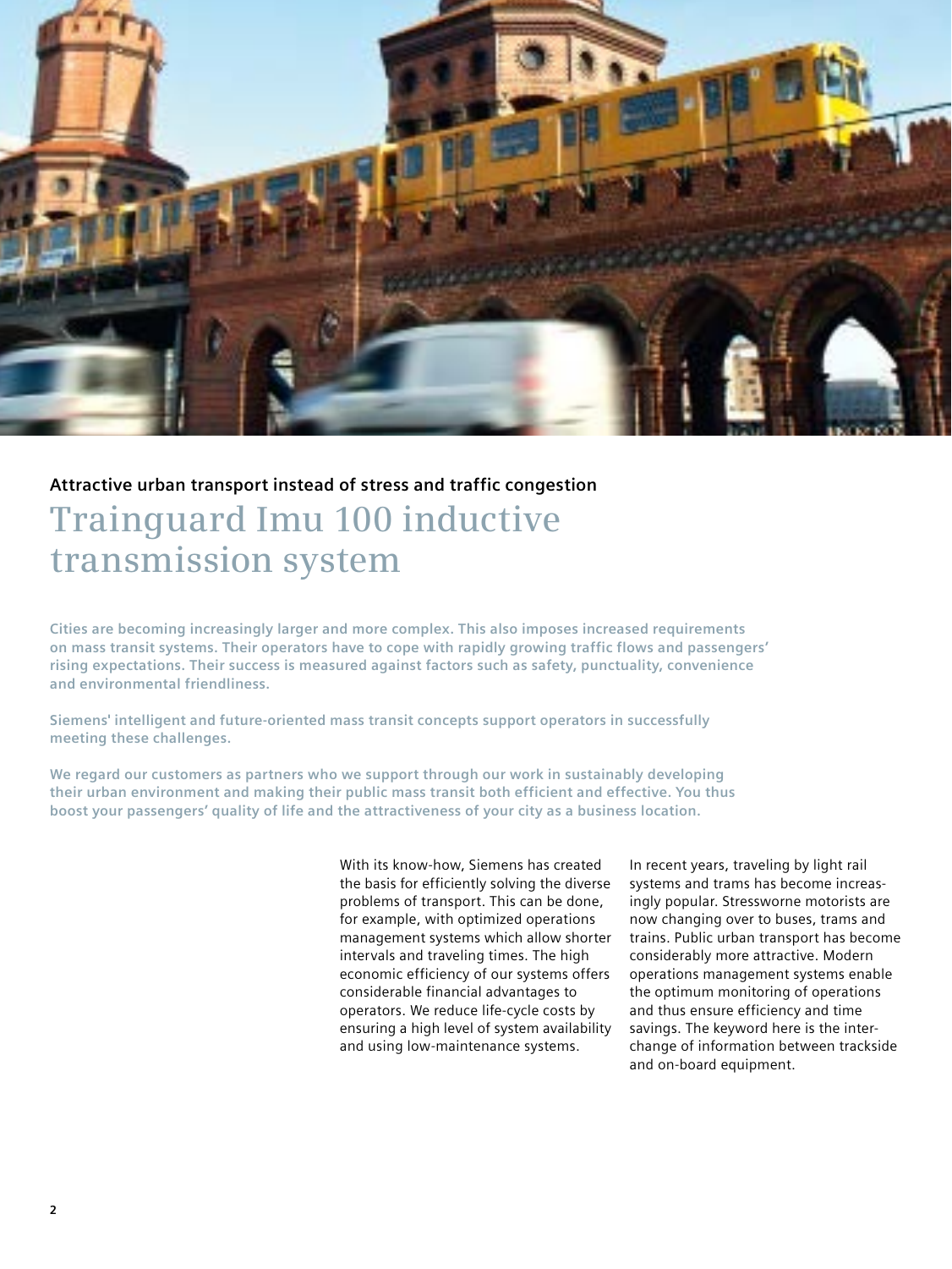**Attractive urban transport instead of stress and traffic congestion**

# Trainguard Imu 100 inductive transmission system

**Cities are becoming increasingly larger and more complex. This also imposes increased requirements on mass transit systems. Their operators have to cope with rapidly growing traffic flows and passengers' rising expectations. Their success is measured against factors such as safety, punctuality, convenience and environmental friendliness.**

**Siemens' intelligent and future-oriented mass transit concepts support operators in successfully meeting these challenges.**

**We regard our customers as partners who we support through our work in sustainably developing their urban environment and making their public mass transit both efficient and effective. You thus boost your passengers' quality of life and the attractiveness of your city as a business location.**

With its know-how, Siemens has created the basis for efficiently solving the diverse problems of transport. This can be done, for example, with optimized operations management systems which allow shorter intervals and traveling times. The high economic efficiency of our systems offers considerable financial advantages to operators. We reduce life-cycle costs by ensuring a high level of system availability and using low-maintenance systems.

In recent years, traveling by light rail systems and trams has become increasingly popular. Stressworne motorists are now changing over to buses, trams and trains. Public urban transport has become considerably more attractive. Modern operations management systems enable the optimum monitoring of operations and thus ensure efficiency and time savings. The keyword here is the interchange of information between trackside and on-board equipment.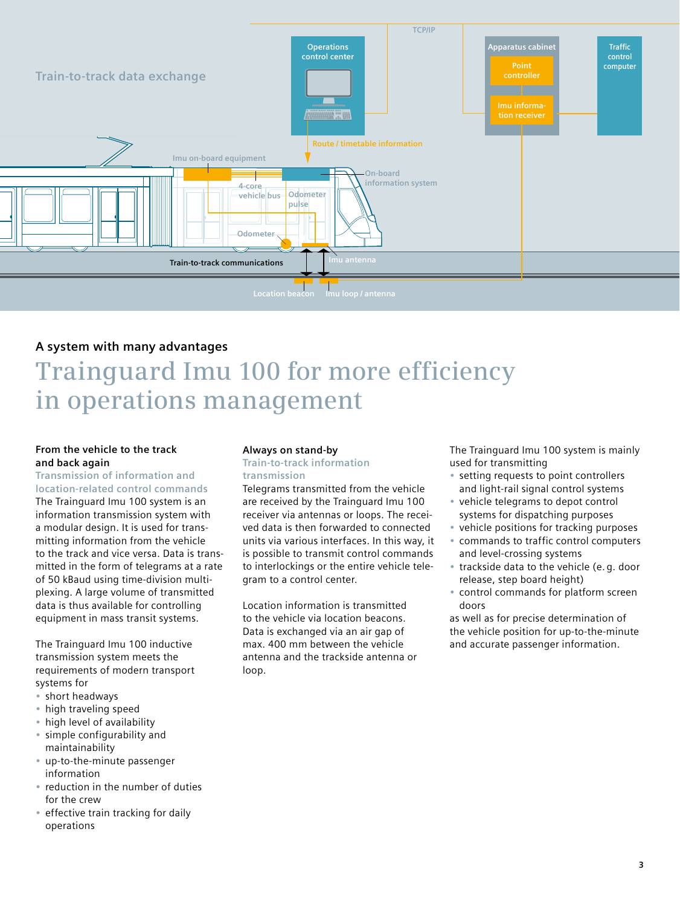Train-to-track data exchange

TCP/IP

Operations control center

Apparatus cabinet

Point controller

Imu information receiver

Traffic control computer

Route / timetable information

Imu on-board equipment

On-board information system

4-core vehicle bus

Odometer pulse

Odometer

Train-to-track communications

Imu antenna

Location beacon

Imu loop / antenna

### A system with many advantages

# Trainguard Imu 100 for more efficiency in operations management

**From the vehicle to the track and back again**

**Transmission of information and location-related control commands**

The Trainguard Imu 100 system is an information transmission system with a modular design. It is used for transmitting information from the vehicle to the track and vice versa. Data is transmitted in the form of telegrams at a rate of 50 kBaud using time-division multiplexing. A large volume of transmitted data is thus available for controlling equipment in mass transit systems.

The Trainguard Imu 100 inductive transmission system meets the requirements of modern transport systems for

- short headways
- high traveling speed
- high level of availability
- simple configurability and maintainability
- up-to-the-minute passenger information
- reduction in the number of duties for the crew
- effective train tracking for daily operations

**Always on stand-by**

**Train-to-track information transmission**

Telegrams transmitted from the vehicle are received by the Trainguard Imu 100 receiver via antennas or loops. The received data is then forwarded to connected units via various interfaces. In this way, it is possible to transmit control commands to interlockings or the entire vehicle telegram to a control center.

Location information is transmitted to the vehicle via location beacons. Data is exchanged via an air gap of max. 400 mm between the vehicle antenna and the trackside antenna or loop.

The Trainguard Imu 100 system is mainly used for transmitting

- setting requests to point controllers and light-rail signal control systems
- vehicle telegrams to depot control systems for dispatching purposes
- vehicle positions for tracking purposes
- commands to traffic control computers and level-crossing systems
- trackside data to the vehicle (e. g. door release, step board height)
- control commands for platform screen doors

as well as for precise determination of the vehicle position for up-to-the-minute and accurate passenger information.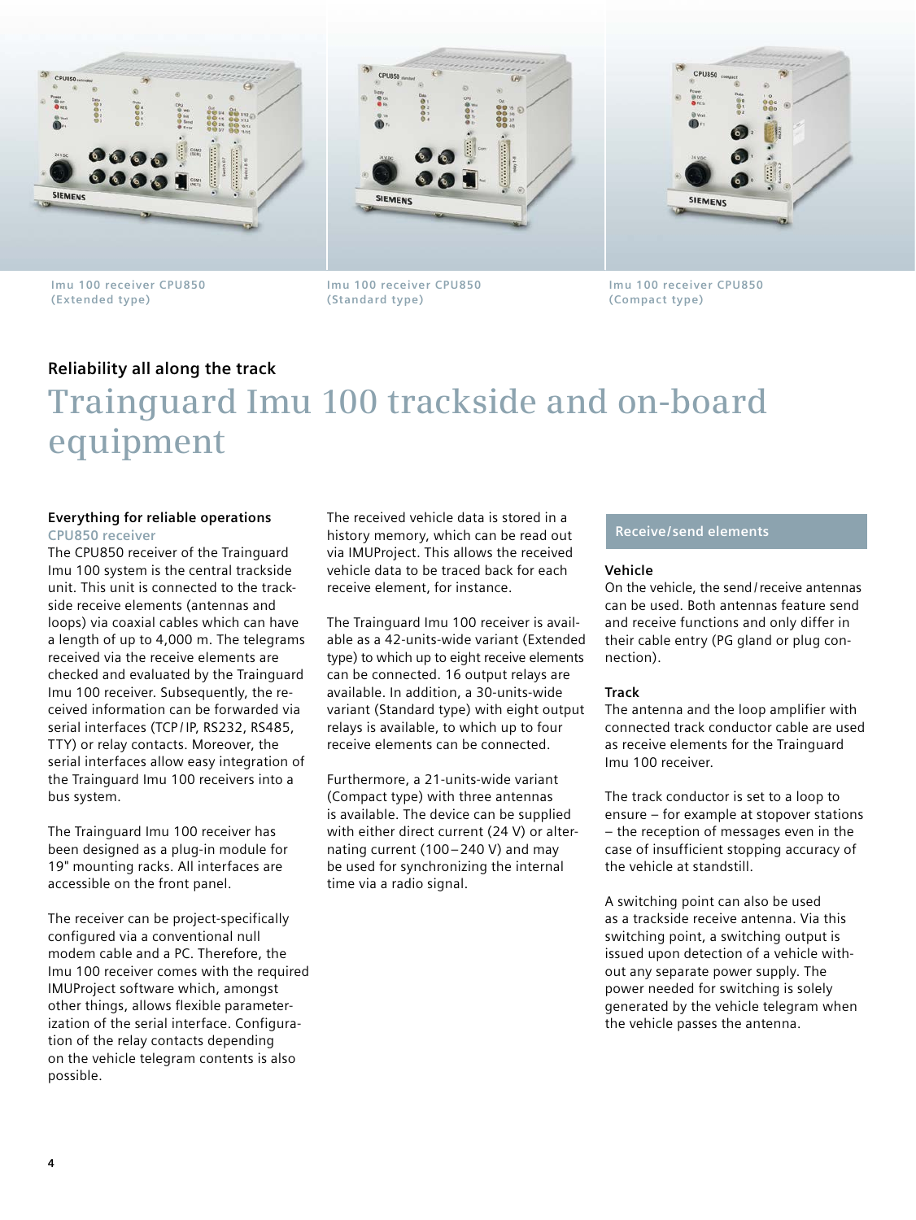Imu 100 receiver CPU850 (Extended type)

Imu 100 receiver CPU850 (Standard type)

Imu 100 receiver CPU850 (Compact type)

**Reliability all along the track**

# Trainguard Imu 100 trackside and on-board equipment

### Everything for reliable operations

**CPU850 receiver**

The CPU850 receiver of the Trainguard Imu 100 system is the central trackside unit. This unit is connected to the trackside receive elements (antennas and loops) via coaxial cables which can have a length of up to 4,000 m. The telegrams received via the receive elements are checked and evaluated by the Trainguard Imu 100 receiver. Subsequently, the received information can be forwarded via serial interfaces (TCP/IP, RS232, RS485, TTY) or relay contacts. Moreover, the serial interfaces allow easy integration of the Trainguard Imu 100 receivers into a bus system.

The Trainguard Imu 100 receiver has been designed as a plug-in module for 19" mounting racks. All interfaces are accessible on the front panel.

The receiver can be project-specifically configured via a conventional null modem cable and a PC. Therefore, the Imu 100 receiver comes with the required IMUProject software which, amongst other things, allows flexible parameterization of the serial interface. Configuration of the relay contacts depending on the vehicle telegram contents is also possible.

The received vehicle data is stored in a history memory, which can be read out via IMUProject. This allows the received vehicle data to be traced back for each receive element, for instance.

The Trainguard Imu 100 receiver is available as a 42-units-wide variant (Extended type) to which up to eight receive elements can be connected. 16 output relays are available. In addition, a 30-units-wide variant (Standard type) with eight output relays is available, to which up to four receive elements can be connected.

Furthermore, a 21-units-wide variant (Compact type) with three antennas is available. The device can be supplied with either direct current (24 V) or alternating current (100 – 240 V) and may be used for synchronizing the internal time via a radio signal.

### Receive/send elements

**Vehicle**

On the vehicle, the send/receive antennas can be used. Both antennas feature send and receive functions and only differ in their cable entry (PG gland or plug connection).

**Track**

The antenna and the loop amplifier with connected track conductor cable are used as receive elements for the Trainguard Imu 100 receiver.

The track conductor is set to a loop to ensure – for example at stopover stations – the reception of messages even in the case of insufficient stopping accuracy of the vehicle at standstill.

A switching point can also be used as a trackside receive antenna. Via this switching point, a switching output is issued upon detection of a vehicle without any separate power supply. The power needed for switching is solely generated by the vehicle telegram when the vehicle passes the antenna.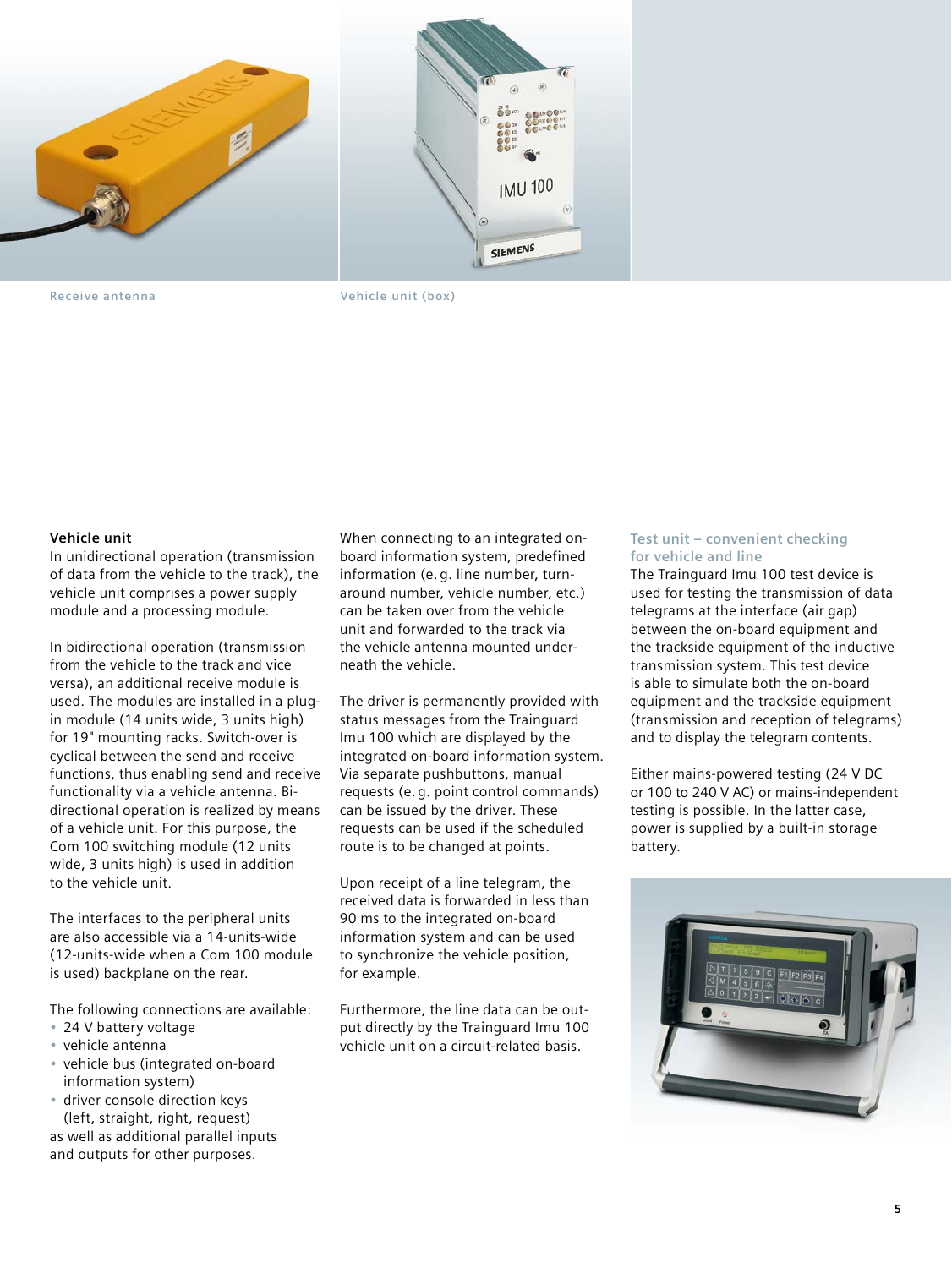Receive antenna

Vehicle unit (box)

### Vehicle unit

In unidirectional operation (transmission of data from the vehicle to the track), the vehicle unit comprises a power supply module and a processing module.

In bidirectional operation (transmission from the vehicle to the track and vice versa), an additional receive module is used. The modules are installed in a plug-in module (14 units wide, 3 units high) for 19" mounting racks. Switch-over is cyclical between the send and receive functions, thus enabling send and receive functionality via a vehicle antenna. Bi-directional operation is realized by means of a vehicle unit. For this purpose, the Com 100 switching module (12 units wide, 3 units high) is used in addition to the vehicle unit.

The interfaces to the peripheral units are also accessible via a 14-units-wide (12-units-wide when a Com 100 module is used) backplane on the rear.

The following connections are available:

- 24 V battery voltage
- vehicle antenna
- vehicle bus (integrated on-board information system)
- driver console direction keys (left, straight, right, request)

as well as additional parallel inputs and outputs for other purposes.

When connecting to an integrated on-board information system, predefined information (e.g. line number, turn-around number, vehicle number, etc.) can be taken over from the vehicle unit and forwarded to the track via the vehicle antenna mounted underneath the vehicle.

The driver is permanently provided with status messages from the Trainguard Imu 100 which are displayed by the integrated on-board information system. Via separate pushbuttons, manual requests (e.g. point control commands) can be issued by the driver. These requests can be used if the scheduled route is to be changed at points.

Upon receipt of a line telegram, the received data is forwarded in less than 90 ms to the integrated on-board information system and can be used to synchronize the vehicle position, for example.

Furthermore, the line data can be output directly by the Trainguard Imu 100 vehicle unit on a circuit-related basis.

### Test unit – convenient checking for vehicle and line

The Trainguard Imu 100 test device is used for testing the transmission of data telegrams at the interface (air gap) between the on-board equipment and the trackside equipment of the inductive transmission system. This test device is able to simulate both the on-board equipment and the trackside equipment (transmission and reception of telegrams) and to display the telegram contents.

Either mains-powered testing (24 V DC or 100 to 240 V AC) or mains-independent testing is possible. In the latter case, power is supplied by a built-in storage battery.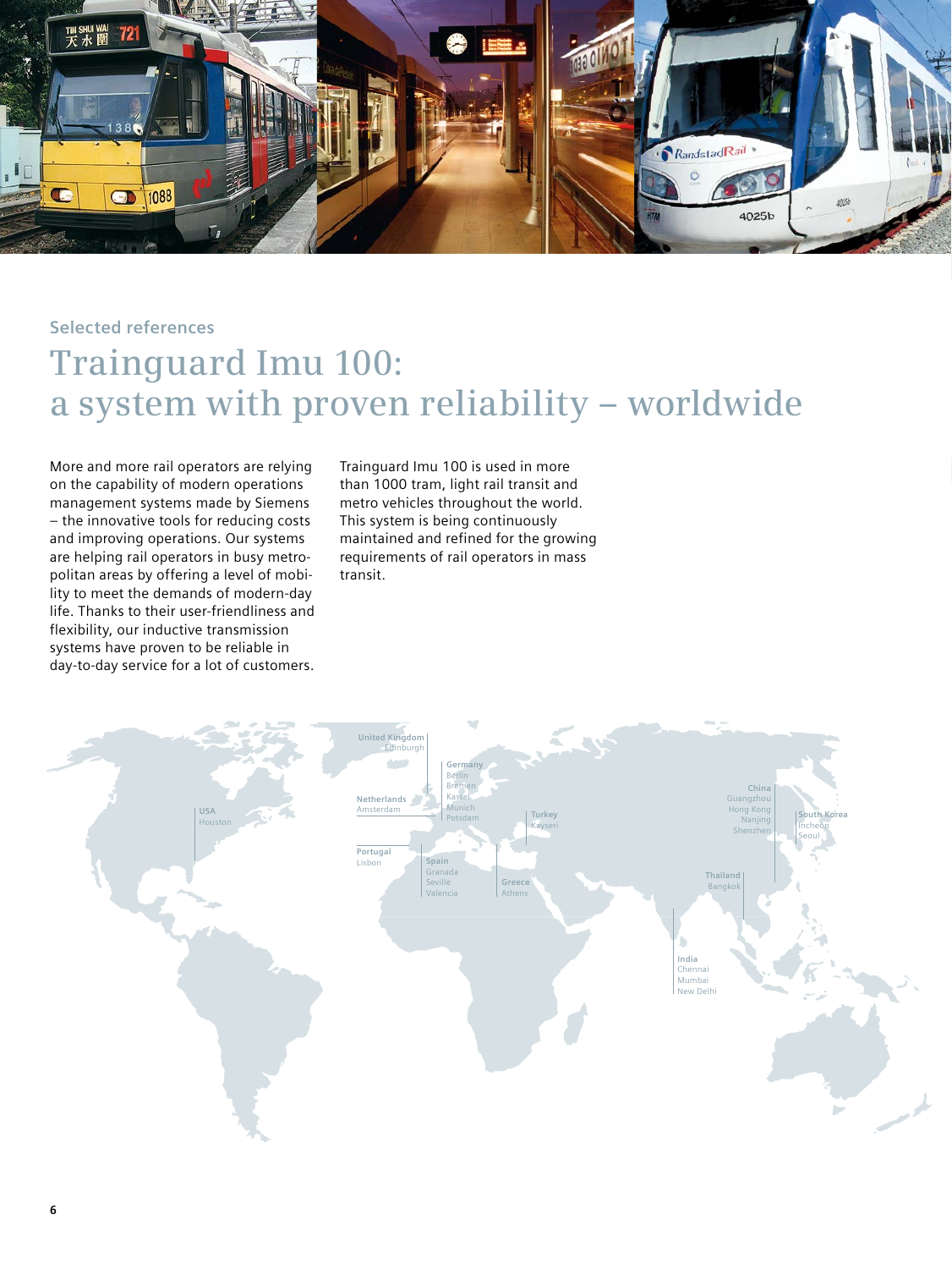Selected references

# Trainguard Imu 100: a system with proven reliability – worldwide

More and more rail operators are relying on the capability of modern operations management systems made by Siemens – the innovative tools for reducing costs and improving operations. Our systems are helping rail operators in busy metropolitan areas by offering a level of mobility to meet the demands of modern-day life. Thanks to their user-friendliness and flexibility, our inductive transmission systems have proven to be reliable in day-to-day service for a lot of customers.

Trainguard Imu 100 is used in more than 1000 tram, light rail transit and metro vehicles throughout the world. This system is being continuously maintained and refined for the growing requirements of rail operators in mass transit.

USA
Houston

United Kingdom
Edinburgh

Netherlands
Amsterdam

Germany
Berlin
Bremen
Kassel
Munich
Potsdam

Portugal
Lisbon

Spain
Granada
Seville
Valencia

Greece
Athens

Turkey
Kayseri

India
Chennai
Mumbai
New Delhi

Thailand
Bangkok

China
Guangzhou
Hong Kong
Nanjing
Shenzhen

South Korea
Incheon
Seoul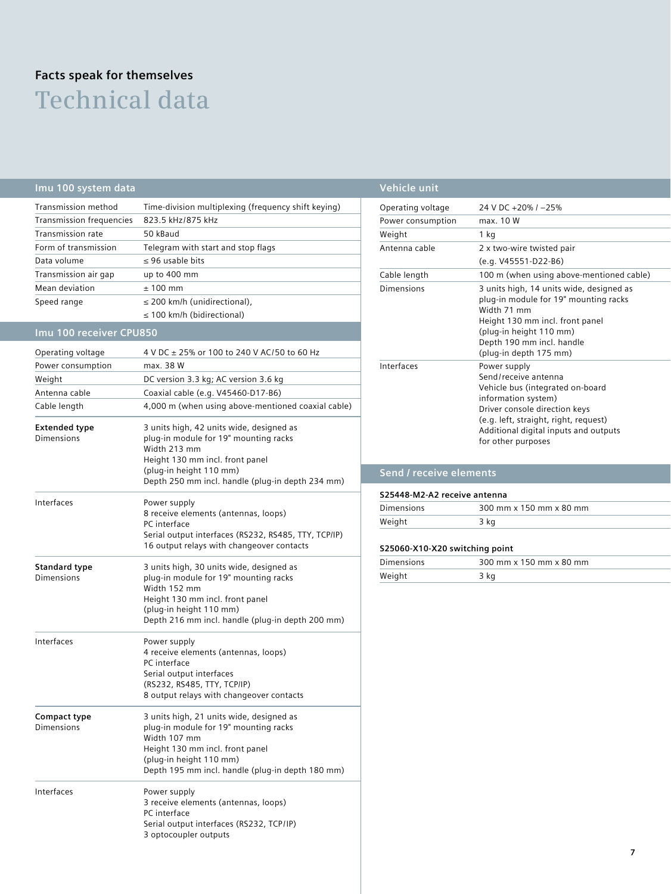## Facts speak for themselves

# Technical data

### Imu 100 system data

| | |
|---|---|
| Transmission method | Time-division multiplexing (frequency shift keying) |
| Transmission frequencies | 823.5 kHz/875 kHz |
| Transmission rate | 50 kBaud |
| Form of transmission | Telegram with start and stop flags |
| Data volume | ≤ 96 usable bits |
| Transmission air gap | up to 400 mm |
| Mean deviation | ± 100 mm |
| Speed range | ≤ 200 km/h (unidirectional),<br>≤ 100 km/h (bidirectional) |

### Imu 100 receiver CPU850

| | |
|---|---|
| Operating voltage | 4 V DC ± 25% or 100 to 240 V AC/50 to 60 Hz |
| Power consumption | max. 38 W |
| Weight | DC version 3.3 kg; AC version 3.6 kg |
| Antenna cable | Coaxial cable (e.g. V45460-D17-B6) |
| Cable length | 4,000 m (when using above-mentioned coaxial cable) |
| **Extended type**<br>Dimensions | 3 units high, 42 units wide, designed as plug-in module for 19" mounting racks<br>Width 213 mm<br>Height 130 mm incl. front panel (plug-in height 110 mm)<br>Depth 250 mm incl. handle (plug-in depth 234 mm) |
| Interfaces | Power supply<br>8 receive elements (antennas, loops)<br>PC interface<br>Serial output interfaces (RS232, RS485, TTY, TCP/IP)<br>16 output relays with changeover contacts |
| **Standard type**<br>Dimensions | 3 units high, 30 units wide, designed as plug-in module for 19" mounting racks<br>Width 152 mm<br>Height 130 mm incl. front panel (plug-in height 110 mm)<br>Depth 216 mm incl. handle (plug-in depth 200 mm) |
| Interfaces | Power supply<br>4 receive elements (antennas, loops)<br>PC interface<br>Serial output interfaces (RS232, RS485, TTY, TCP/IP)<br>8 output relays with changeover contacts |
| **Compact type**<br>Dimensions | 3 units high, 21 units wide, designed as plug-in module for 19" mounting racks<br>Width 107 mm<br>Height 130 mm incl. front panel (plug-in height 110 mm)<br>Depth 195 mm incl. handle (plug-in depth 180 mm) |
| Interfaces | Power supply<br>3 receive elements (antennas, loops)<br>PC interface<br>Serial output interfaces (RS232, TCP/IP)<br>3 optocoupler outputs |

### Vehicle unit

| | |
|---|---|
| Operating voltage | 24 V DC +20% / −25% |
| Power consumption | max. 10 W |
| Weight | 1 kg |
| Antenna cable | 2 x two-wire twisted pair<br>(e.g. V45551-D22-B6) |
| Cable length | 100 m (when using above-mentioned cable) |
| Dimensions | 3 units high, 14 units wide, designed as plug-in module for 19" mounting racks<br>Width 71 mm<br>Height 130 mm incl. front panel (plug-in height 110 mm)<br>Depth 190 mm incl. handle (plug-in depth 175 mm) |
| Interfaces | Power supply<br>Send/receive antenna<br>Vehicle bus (integrated on-board information system)<br>Driver console direction keys (e.g. left, straight, right, request)<br>Additional digital inputs and outputs for other purposes |

### Send / receive elements

**S25448-M2-A2 receive antenna**

| | |
|---|---|
| Dimensions | 300 mm x 150 mm x 80 mm |
| Weight | 3 kg |

**S25060-X10-X20 switching point**

| | |
|---|---|
| Dimensions | 300 mm x 150 mm x 80 mm |
| Weight | 3 kg |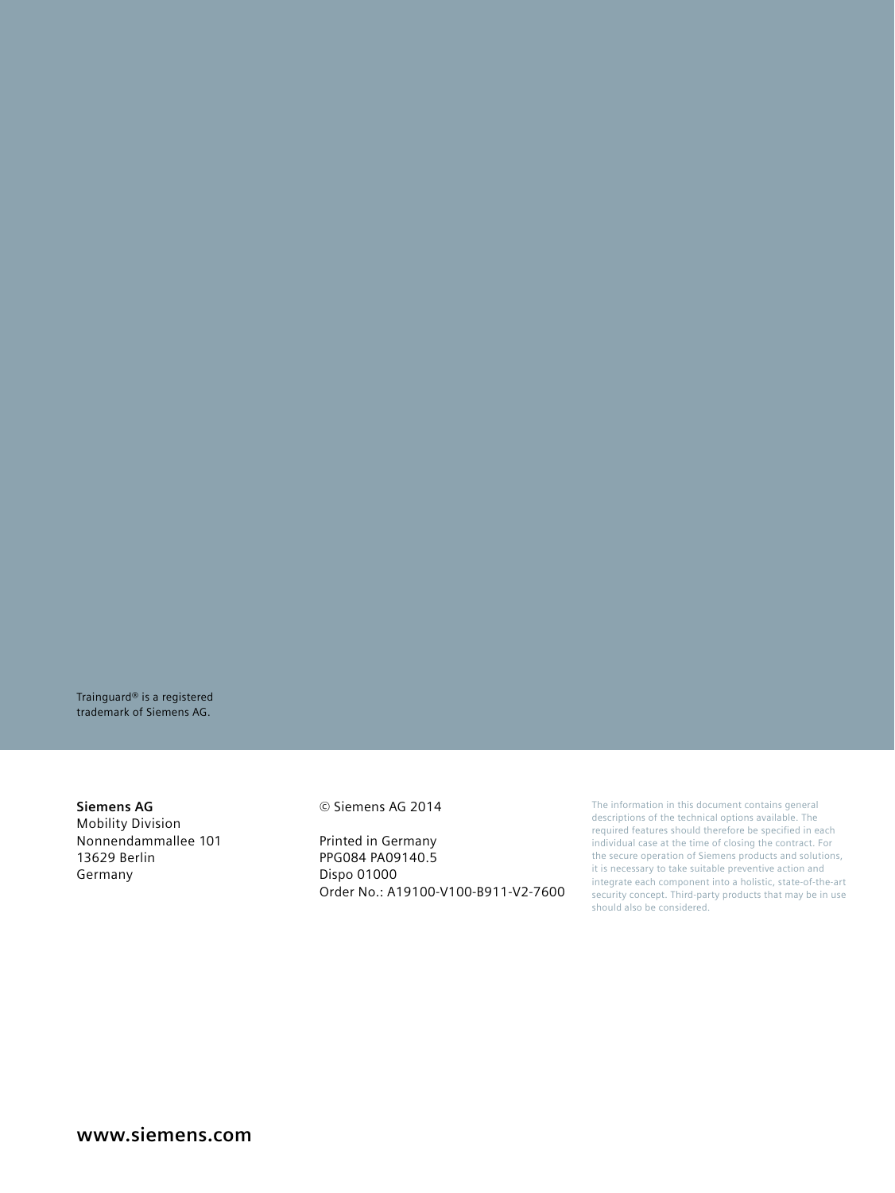Trainguard® is a registered trademark of Siemens AG.

**Siemens AG**
Mobility Division
Nonnendammallee 101
13629 Berlin
Germany

© Siemens AG 2014

Printed in Germany
PPG084 PA09140.5
Dispo 01000
Order No.: A19100-V100-B911-V2-7600

The information in this document contains general descriptions of the technical options available. The required features should therefore be specified in each individual case at the time of closing the contract. For the secure operation of Siemens products and solutions, it is necessary to take suitable preventive action and integrate each component into a holistic, state-of-the-art security concept. Third-party products that may be in use should also be considered.

**www.siemens.com**